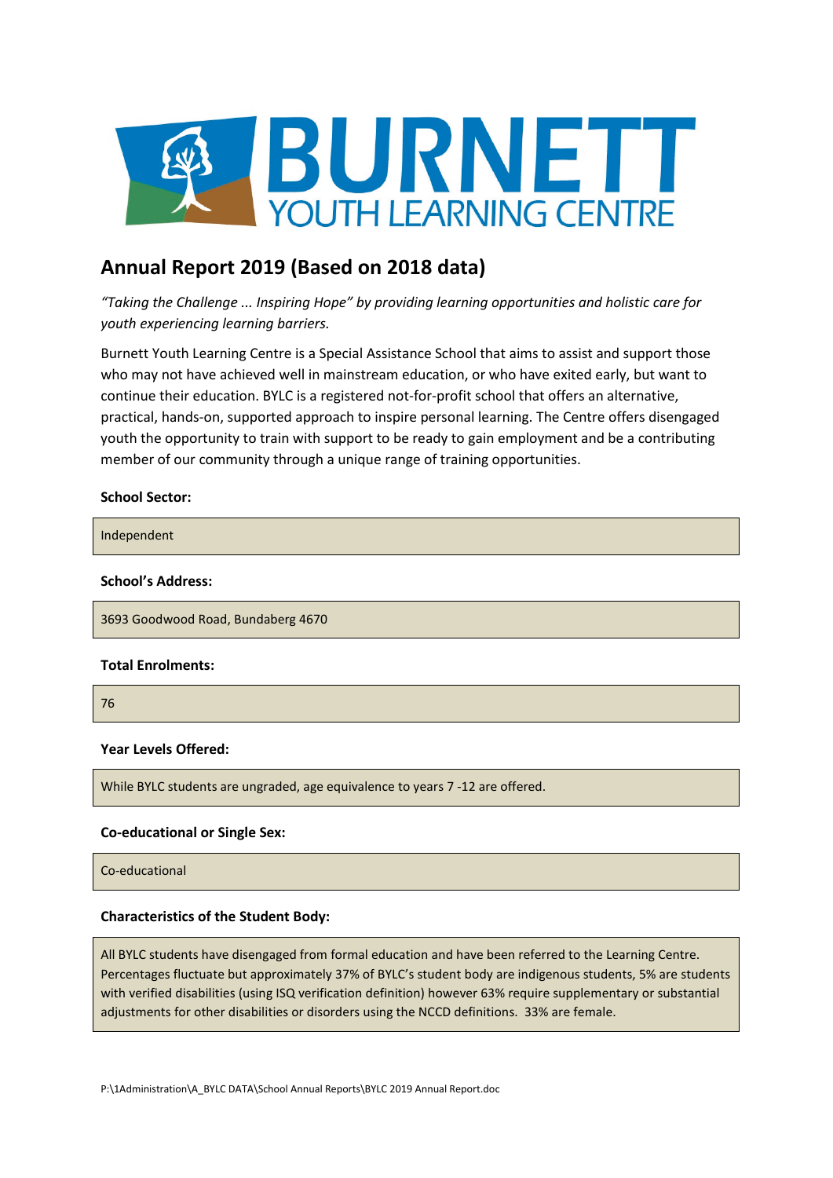# BURNETT YOUTH LEARNING CENTRE

## Annual Report 2019 (Based on 2018 data)

*"Taking the Challenge ... Inspiring Hope" by providing learning opportunities and holistic care for youth experiencing learning barriers.*

Burnett Youth Learning Centre is a Special Assistance School that aims to assist and support those who may not have achieved well in mainstream education, or who have exited early, but want to continue their education. BYLC is a registered not-for-profit school that offers an alternative, practical, hands-on, supported approach to inspire personal learning. The Centre offers disengaged youth the opportunity to train with support to be ready to gain employment and be a contributing member of our community through a unique range of training opportunities.

**School Sector:**

Independent

**School's Address:**

3693 Goodwood Road, Bundaberg 4670

**Total Enrolments:**

76

**Year Levels Offered:**

While BYLC students are ungraded, age equivalence to years 7 -12 are offered.

**Co-educational or Single Sex:**

Co-educational

**Characteristics of the Student Body:**

All BYLC students have disengaged from formal education and have been referred to the Learning Centre. Percentages fluctuate but approximately 37% of BYLC's student body are indigenous students, 5% are students with verified disabilities (using ISQ verification definition) however 63% require supplementary or substantial adjustments for other disabilities or disorders using the NCCD definitions. 33% are female.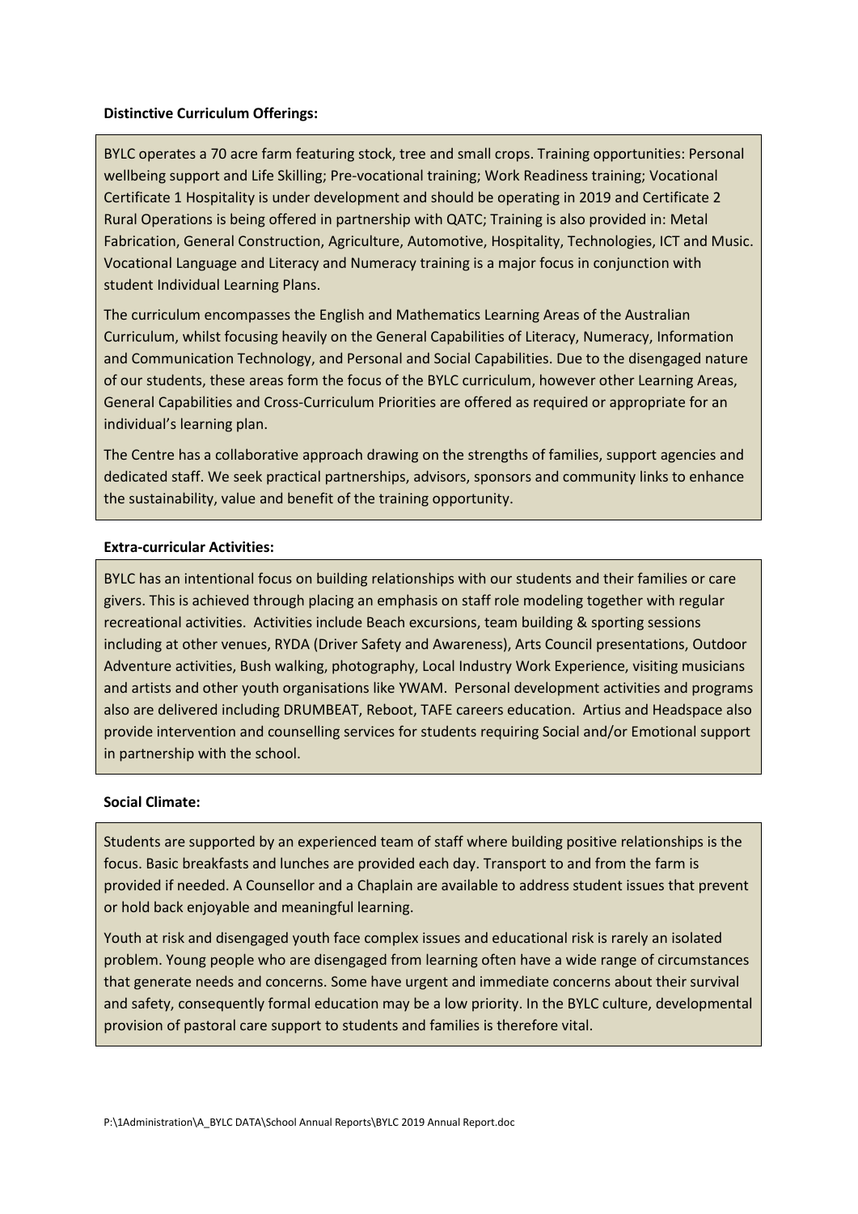**Distinctive Curriculum Offerings:**

BYLC operates a 70 acre farm featuring stock, tree and small crops. Training opportunities: Personal wellbeing support and Life Skilling; Pre-vocational training; Work Readiness training; Vocational Certificate 1 Hospitality is under development and should be operating in 2019 and Certificate 2 Rural Operations is being offered in partnership with QATC; Training is also provided in: Metal Fabrication, General Construction, Agriculture, Automotive, Hospitality, Technologies, ICT and Music. Vocational Language and Literacy and Numeracy training is a major focus in conjunction with student Individual Learning Plans.

The curriculum encompasses the English and Mathematics Learning Areas of the Australian Curriculum, whilst focusing heavily on the General Capabilities of Literacy, Numeracy, Information and Communication Technology, and Personal and Social Capabilities. Due to the disengaged nature of our students, these areas form the focus of the BYLC curriculum, however other Learning Areas, General Capabilities and Cross-Curriculum Priorities are offered as required or appropriate for an individual's learning plan.

The Centre has a collaborative approach drawing on the strengths of families, support agencies and dedicated staff. We seek practical partnerships, advisors, sponsors and community links to enhance the sustainability, value and benefit of the training opportunity.

**Extra-curricular Activities:**

BYLC has an intentional focus on building relationships with our students and their families or care givers. This is achieved through placing an emphasis on staff role modeling together with regular recreational activities. Activities include Beach excursions, team building & sporting sessions including at other venues, RYDA (Driver Safety and Awareness), Arts Council presentations, Outdoor Adventure activities, Bush walking, photography, Local Industry Work Experience, visiting musicians and artists and other youth organisations like YWAM. Personal development activities and programs also are delivered including DRUMBEAT, Reboot, TAFE careers education. Artius and Headspace also provide intervention and counselling services for students requiring Social and/or Emotional support in partnership with the school.

**Social Climate:**

Students are supported by an experienced team of staff where building positive relationships is the focus. Basic breakfasts and lunches are provided each day. Transport to and from the farm is provided if needed. A Counsellor and a Chaplain are available to address student issues that prevent or hold back enjoyable and meaningful learning.

Youth at risk and disengaged youth face complex issues and educational risk is rarely an isolated problem. Young people who are disengaged from learning often have a wide range of circumstances that generate needs and concerns. Some have urgent and immediate concerns about their survival and safety, consequently formal education may be a low priority. In the BYLC culture, developmental provision of pastoral care support to students and families is therefore vital.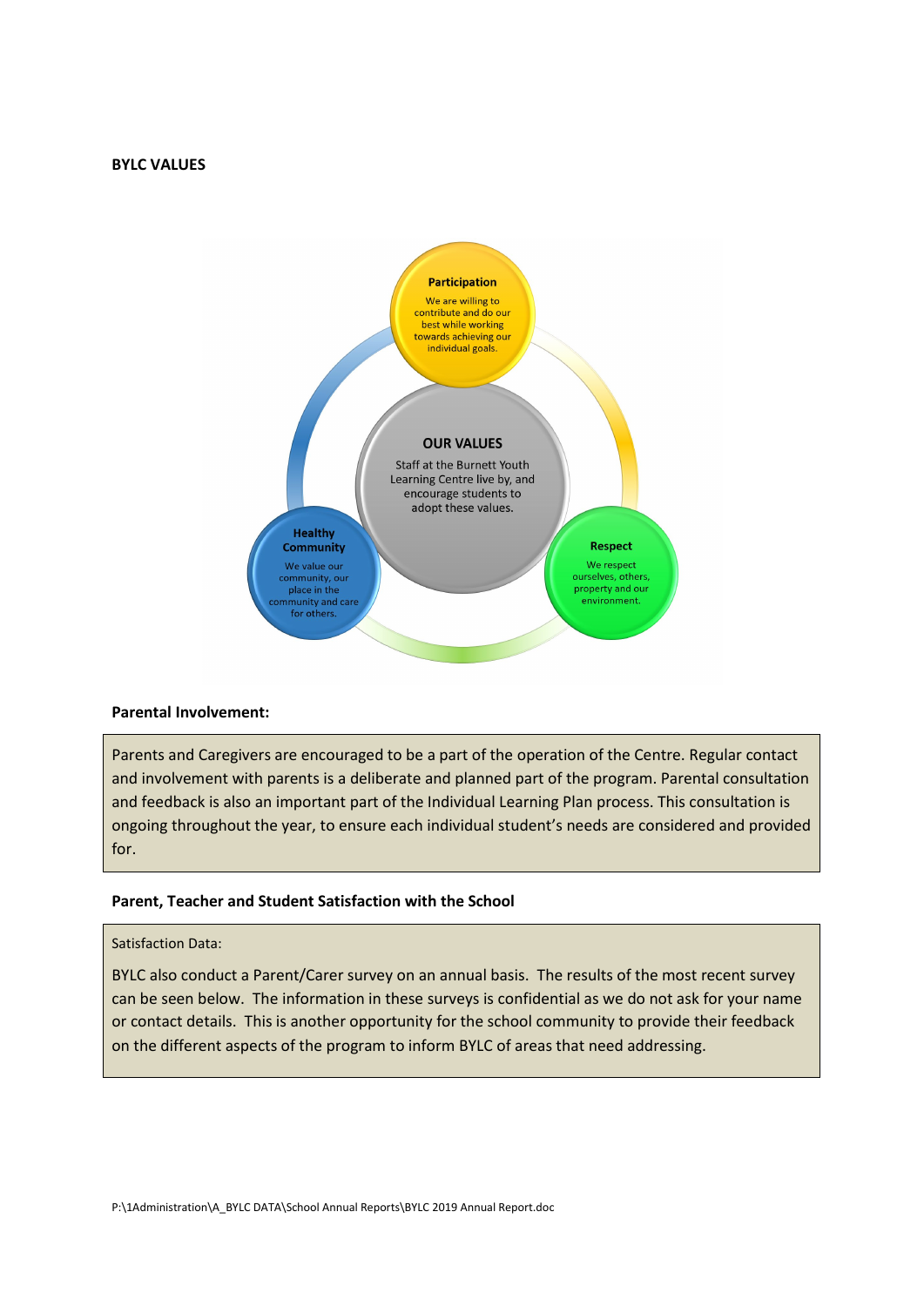**BYLC VALUES**

**Participation**

We are willing to contribute and do our best while working towards achieving our individual goals.

**OUR VALUES**

Staff at the Burnett Youth Learning Centre live by, and encourage students to adopt these values.

**Healthy Community**

We value our community, our place in the community and care for others.

**Respect**

We respect ourselves, others, property and our environment.

**Parental Involvement:**

Parents and Caregivers are encouraged to be a part of the operation of the Centre. Regular contact and involvement with parents is a deliberate and planned part of the program. Parental consultation and feedback is also an important part of the Individual Learning Plan process. This consultation is ongoing throughout the year, to ensure each individual student's needs are considered and provided for.

**Parent, Teacher and Student Satisfaction with the School**

Satisfaction Data:

BYLC also conduct a Parent/Carer survey on an annual basis. The results of the most recent survey can be seen below. The information in these surveys is confidential as we do not ask for your name or contact details. This is another opportunity for the school community to provide their feedback on the different aspects of the program to inform BYLC of areas that need addressing.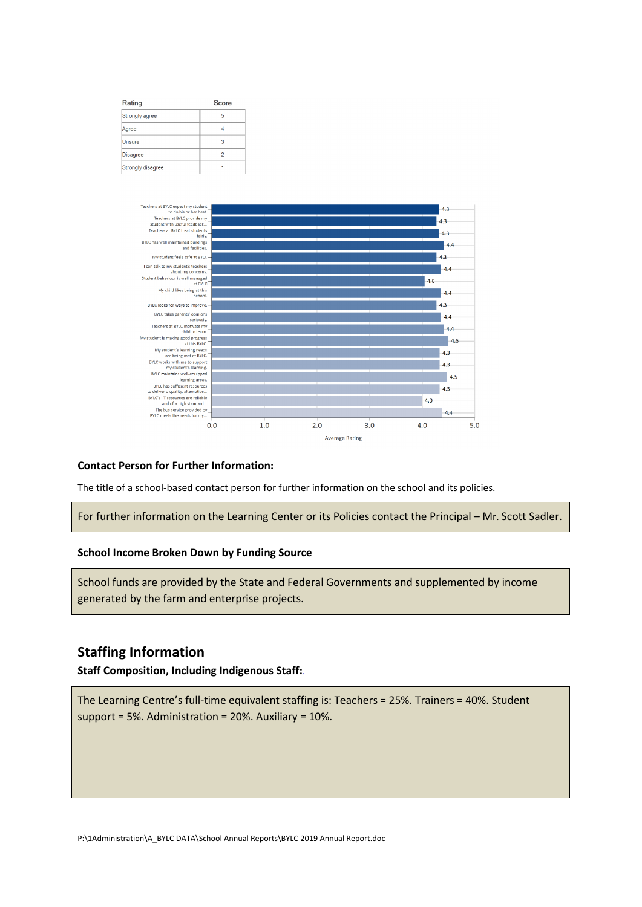| Rating | Score |
|---|---|
| Strongly agree | 5 |
| Agree | 4 |
| Unsure | 3 |
| Disagree | 2 |
| Strongly disagree | 1 |

| Statement | Average Rating |
|---|---|
| Teachers at BYLC expect my student to do his or her best. | 4.3 |
| Teachers at BYLC provide my student with useful feedback... | 4.3 |
| Teachers at BYLC treat students fairly. | 4.3 |
| BYLC has well maintained buildings and facilities. | 4.4 |
| My student feels safe at BYLC | 4.3 |
| I can talk to my student's teachers about my concerns. | 4.4 |
| Student behaviour is well managed at BYLC | 4.0 |
| My child likes being at this school. | 4.4 |
| BYLC looks for ways to improve. | 4.3 |
| BYLC takes parents' opinions seriously. | 4.4 |
| Teachers at BYLC motivate my child to learn. | 4.4 |
| My student is making good progress at this BYLC. | 4.5 |
| My student's learning needs are being met at BYLC. | 4.3 |
| BYLC works with me to support my student's learning. | 4.3 |
| BYLC maintains well-equipped learning areas. | 4.5 |
| BYLC has sufficient resources to deliver a quality, alternative... | 4.3 |
| BYLC's IT resources are reliable and of a high standard... | 4.0 |
| The bus service provided by BYLC meets the needs for my... | 4.4 |

### Contact Person for Further Information:

The title of a school-based contact person for further information on the school and its policies.

For further information on the Learning Center or its Policies contact the Principal – Mr. Scott Sadler.

### School Income Broken Down by Funding Source

School funds are provided by the State and Federal Governments and supplemented by income generated by the farm and enterprise projects.

## Staffing Information

### Staff Composition, Including Indigenous Staff:.

The Learning Centre's full-time equivalent staffing is: Teachers = 25%. Trainers = 40%. Student support = 5%. Administration = 20%. Auxiliary = 10%.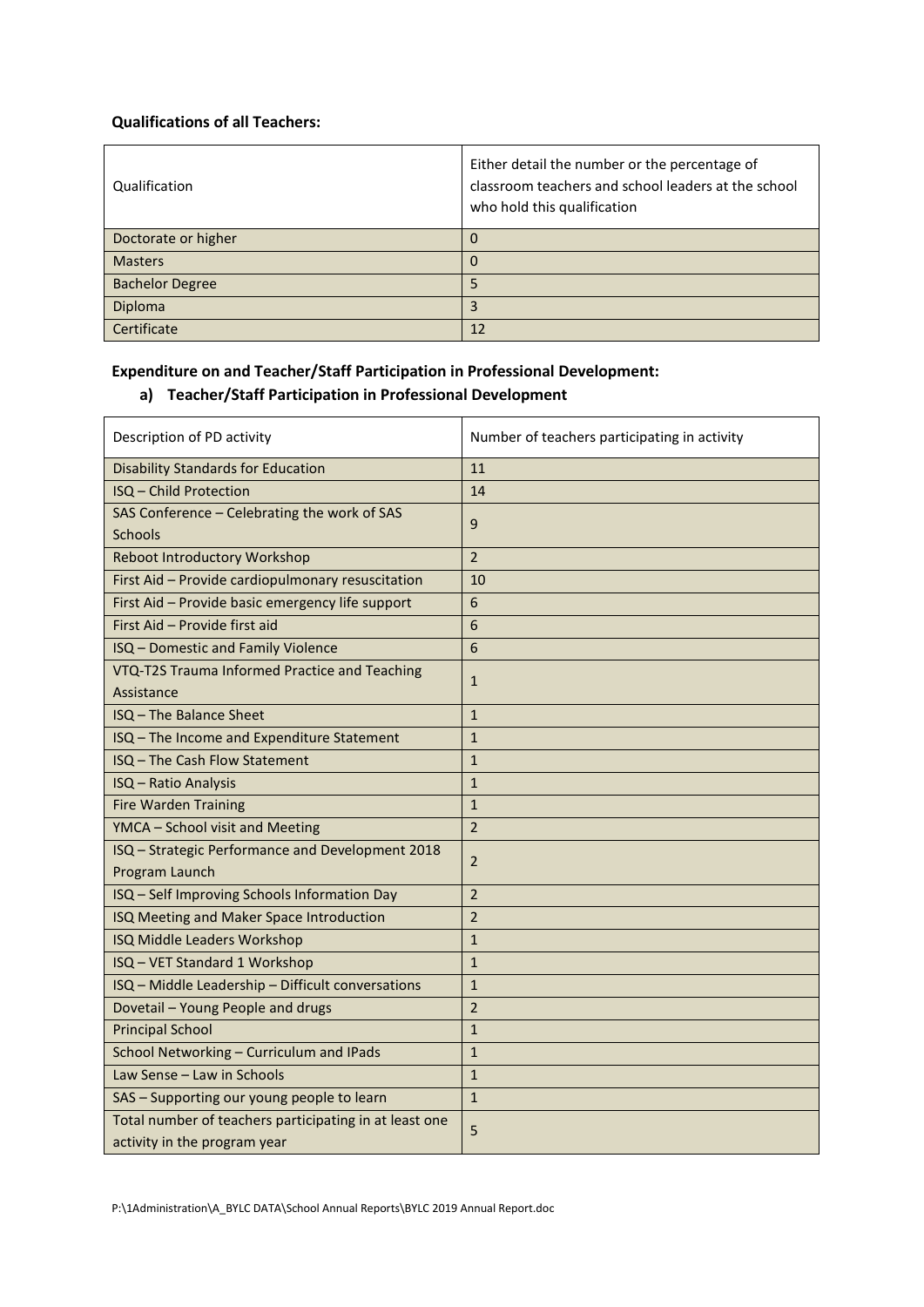**Qualifications of all Teachers:**

| Qualification | Either detail the number or the percentage of classroom teachers and school leaders at the school who hold this qualification |
|---|---|
| Doctorate or higher | 0 |
| Masters | 0 |
| Bachelor Degree | 5 |
| Diploma | 3 |
| Certificate | 12 |

**Expenditure on and Teacher/Staff Participation in Professional Development:**

**a) Teacher/Staff Participation in Professional Development**

| Description of PD activity | Number of teachers participating in activity |
|---|---|
| Disability Standards for Education | 11 |
| ISQ – Child Protection | 14 |
| SAS Conference – Celebrating the work of SAS Schools | 9 |
| Reboot Introductory Workshop | 2 |
| First Aid – Provide cardiopulmonary resuscitation | 10 |
| First Aid – Provide basic emergency life support | 6 |
| First Aid – Provide first aid | 6 |
| ISQ – Domestic and Family Violence | 6 |
| VTQ-T2S Trauma Informed Practice and Teaching Assistance | 1 |
| ISQ – The Balance Sheet | 1 |
| ISQ – The Income and Expenditure Statement | 1 |
| ISQ – The Cash Flow Statement | 1 |
| ISQ – Ratio Analysis | 1 |
| Fire Warden Training | 1 |
| YMCA – School visit and Meeting | 2 |
| ISQ – Strategic Performance and Development 2018 Program Launch | 2 |
| ISQ – Self Improving Schools Information Day | 2 |
| ISQ Meeting and Maker Space Introduction | 2 |
| ISQ Middle Leaders Workshop | 1 |
| ISQ – VET Standard 1 Workshop | 1 |
| ISQ – Middle Leadership – Difficult conversations | 1 |
| Dovetail – Young People and drugs | 2 |
| Principal School | 1 |
| School Networking – Curriculum and IPads | 1 |
| Law Sense – Law in Schools | 1 |
| SAS – Supporting our young people to learn | 1 |
| Total number of teachers participating in at least one activity in the program year | 5 |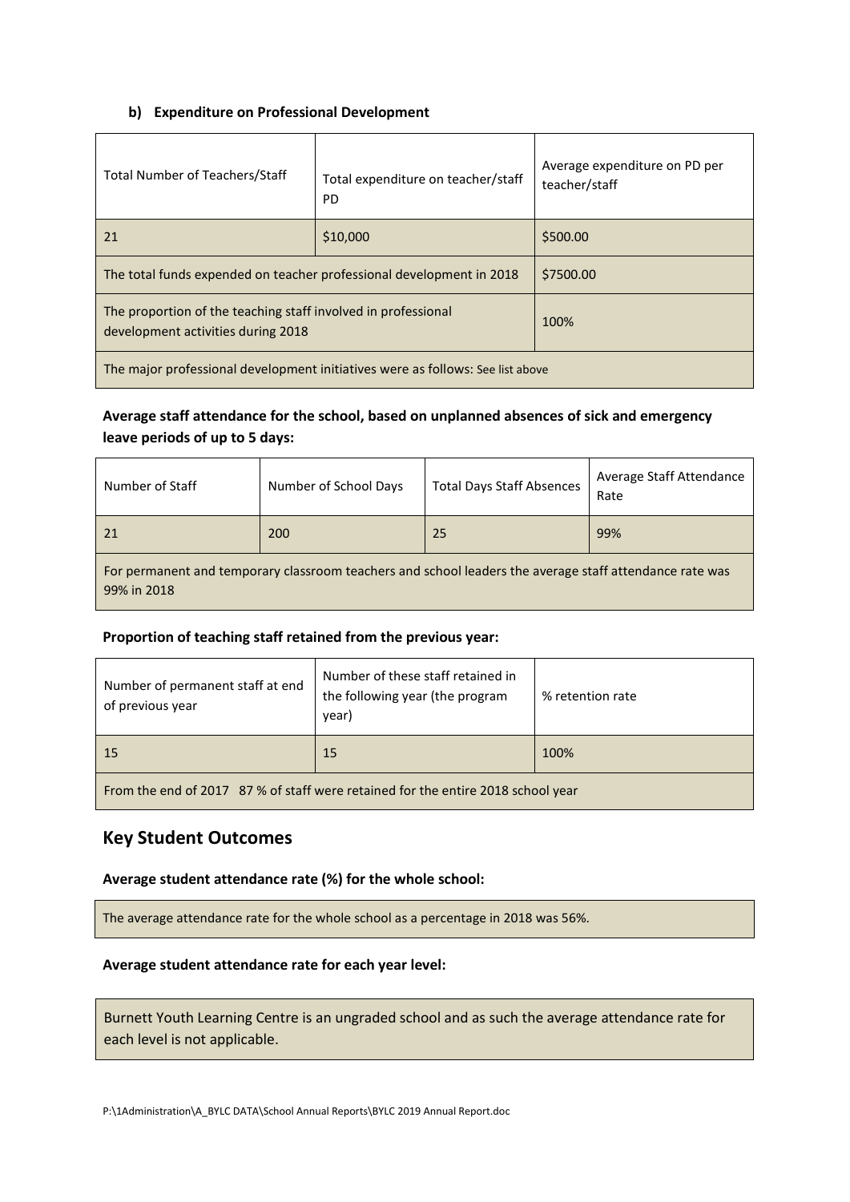#### b) Expenditure on Professional Development

| Total Number of Teachers/Staff | Total expenditure on teacher/staff PD | Average expenditure on PD per teacher/staff |
|---|---|---|
| 21 | $10,000 | $500.00 |
| The total funds expended on teacher professional development in 2018 | | $7500.00 |
| The proportion of the teaching staff involved in professional development activities during 2018 | | 100% |
| The major professional development initiatives were as follows: See list above | | |

**Average staff attendance for the school, based on unplanned absences of sick and emergency leave periods of up to 5 days:**

| Number of Staff | Number of School Days | Total Days Staff Absences | Average Staff Attendance Rate |
|---|---|---|---|
| 21 | 200 | 25 | 99% |
| For permanent and temporary classroom teachers and school leaders the average staff attendance rate was 99% in 2018 | | | |

**Proportion of teaching staff retained from the previous year:**

| Number of permanent staff at end of previous year | Number of these staff retained in the following year (the program year) | % retention rate |
|---|---|---|
| 15 | 15 | 100% |
| From the end of 2017 87 % of staff were retained for the entire 2018 school year | | |

## Key Student Outcomes

**Average student attendance rate (%) for the whole school:**

The average attendance rate for the whole school as a percentage in 2018 was 56%.

**Average student attendance rate for each year level:**

Burnett Youth Learning Centre is an ungraded school and as such the average attendance rate for each level is not applicable.

P:\1Administration\A_BYLC DATA\School Annual Reports\BYLC 2019 Annual Report.doc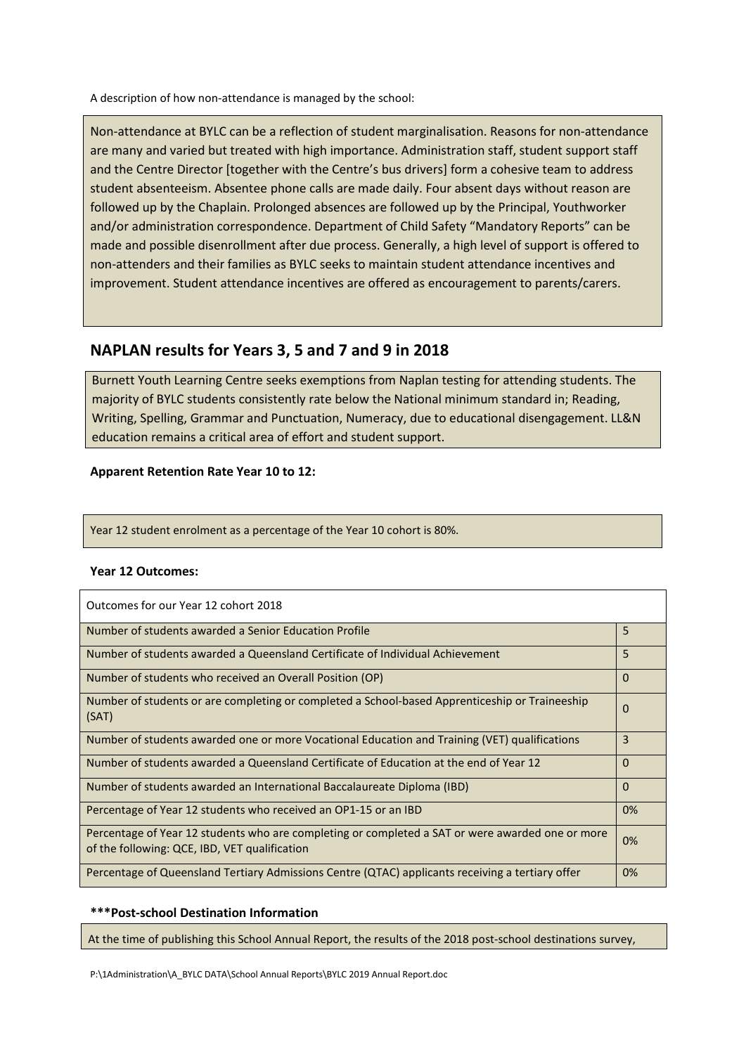A description of how non-attendance is managed by the school:

Non-attendance at BYLC can be a reflection of student marginalisation. Reasons for non-attendance are many and varied but treated with high importance. Administration staff, student support staff and the Centre Director [together with the Centre's bus drivers] form a cohesive team to address student absenteeism. Absentee phone calls are made daily. Four absent days without reason are followed up by the Chaplain. Prolonged absences are followed up by the Principal, Youthworker and/or administration correspondence. Department of Child Safety "Mandatory Reports" can be made and possible disenrollment after due process. Generally, a high level of support is offered to non-attenders and their families as BYLC seeks to maintain student attendance incentives and improvement. Student attendance incentives are offered as encouragement to parents/carers.

## NAPLAN results for Years 3, 5 and 7 and 9 in 2018

Burnett Youth Learning Centre seeks exemptions from Naplan testing for attending students. The majority of BYLC students consistently rate below the National minimum standard in; Reading, Writing, Spelling, Grammar and Punctuation, Numeracy, due to educational disengagement. LL&N education remains a critical area of effort and student support.

**Apparent Retention Rate Year 10 to 12:**

Year 12 student enrolment as a percentage of the Year 10 cohort is 80%.

**Year 12 Outcomes:**

| Outcomes for our Year 12 cohort 2018 | |
|---|---|
| Number of students awarded a Senior Education Profile | 5 |
| Number of students awarded a Queensland Certificate of Individual Achievement | 5 |
| Number of students who received an Overall Position (OP) | 0 |
| Number of students or are completing or completed a School-based Apprenticeship or Traineeship (SAT) | 0 |
| Number of students awarded one or more Vocational Education and Training (VET) qualifications | 3 |
| Number of students awarded a Queensland Certificate of Education at the end of Year 12 | 0 |
| Number of students awarded an International Baccalaureate Diploma (IBD) | 0 |
| Percentage of Year 12 students who received an OP1-15 or an IBD | 0% |
| Percentage of Year 12 students who are completing or completed a SAT or were awarded one or more of the following: QCE, IBD, VET qualification | 0% |
| Percentage of Queensland Tertiary Admissions Centre (QTAC) applicants receiving a tertiary offer | 0% |

**\*\*\*Post-school Destination Information**

At the time of publishing this School Annual Report, the results of the 2018 post-school destinations survey,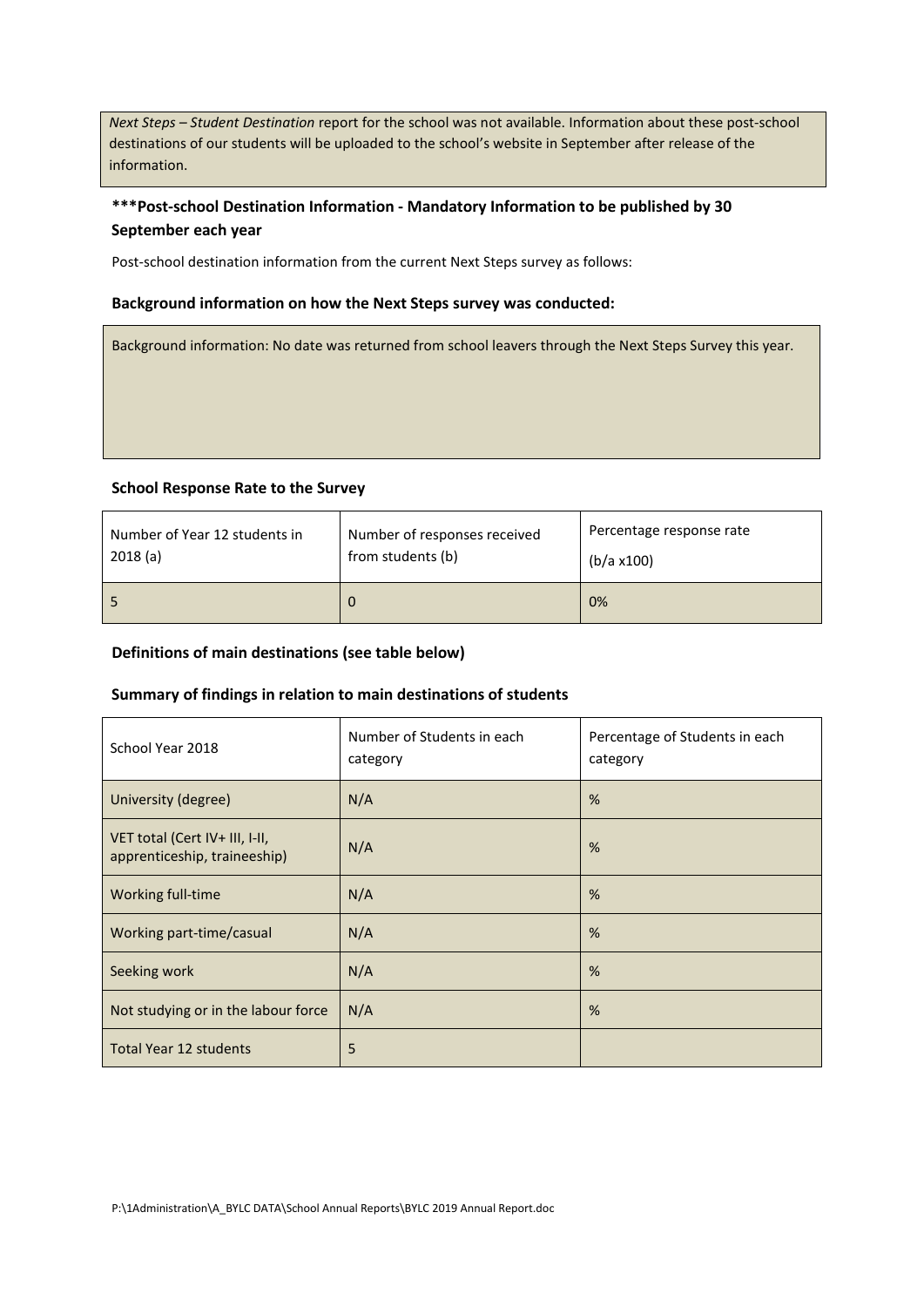*Next Steps – Student Destination* report for the school was not available. Information about these post-school destinations of our students will be uploaded to the school's website in September after release of the information.

**\*\*\*Post-school Destination Information - Mandatory Information to be published by 30 September each year**

Post-school destination information from the current Next Steps survey as follows:

**Background information on how the Next Steps survey was conducted:**

Background information: No date was returned from school leavers through the Next Steps Survey this year.

**School Response Rate to the Survey**

| Number of Year 12 students in 2018 (a) | Number of responses received from students (b) | Percentage response rate (b/a x100) |
|---|---|---|
| 5 | 0 | 0% |

**Definitions of main destinations (see table below)**

**Summary of findings in relation to main destinations of students**

| School Year 2018 | Number of Students in each category | Percentage of Students in each category |
|---|---|---|
| University (degree) | N/A | % |
| VET total (Cert IV+ III, I-II, apprenticeship, traineeship) | N/A | % |
| Working full-time | N/A | % |
| Working part-time/casual | N/A | % |
| Seeking work | N/A | % |
| Not studying or in the labour force | N/A | % |
| Total Year 12 students | 5 | |